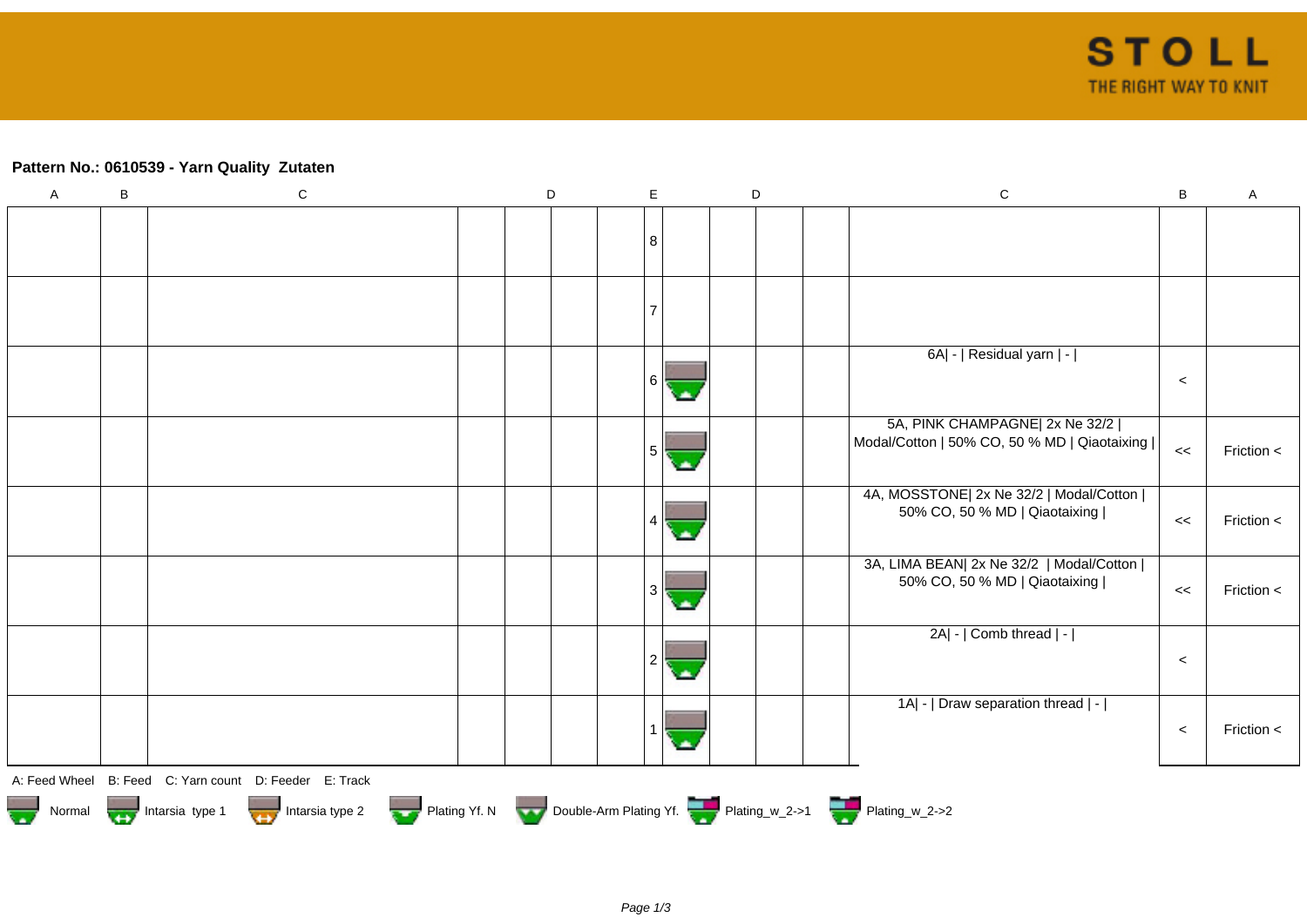STOLL
THE RIGHT WAY TO KNIT

**Pattern No.: 0610539 - Yarn Quality  Zutaten**

| A | B | C | D | | | | E | | D | | | C | B | A |
|---|---|---|---|---|---|---|---|---|---|---|---|---|---|---|
| | | | | | | | 8 | | | | | | | |
| | | | | | | | 7 | | | | | | | |
| | | | | | | | 6 | | | | | 6A\| - \| Residual yarn \| - \| | < | |
| | | | | | | | 5 | | | | | 5A, PINK CHAMPAGNE\| 2x Ne 32/2 \| Modal/Cotton \| 50% CO, 50 % MD \| Qiaotaixing \| | << | Friction < |
| | | | | | | | 4 | | | | | 4A, MOSSTONE\| 2x Ne 32/2 \| Modal/Cotton \| 50% CO, 50 % MD \| Qiaotaixing \| | << | Friction < |
| | | | | | | | 3 | | | | | 3A, LIMA BEAN\| 2x Ne 32/2  \| Modal/Cotton \| 50% CO, 50 % MD \| Qiaotaixing \| | << | Friction < |
| | | | | | | | 2 | | | | | 2A\| - \| Comb thread \| - \| | < | |
| | | | | | | | 1 | | | | | 1A\| - \| Draw separation thread \| - \| | < | Friction < |

A: Feed Wheel    B: Feed    C: Yarn count    D: Feeder    E: Track

Normal    Intarsia type 1    Intarsia type 2    Plating Yf. N    Double-Arm Plating Yf.    Plating_w_2->1    Plating_w_2->2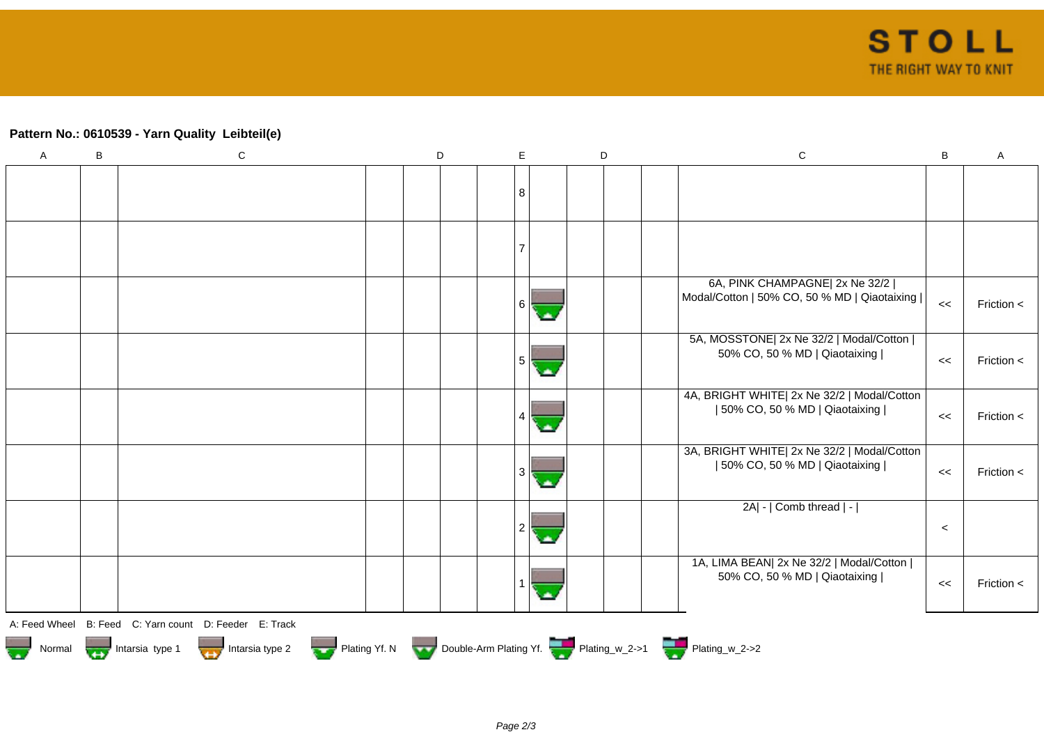**Pattern No.: 0610539 - Yarn Quality Leibteil(e)**

| A | B | C | D | | | | E | | D | | | C | B | A |
|---|---|---|---|---|---|---|---|---|---|---|---|---|---|---|
| | | | | | | | 8 | | | | | | | |
| | | | | | | | 7 | | | | | | | |
| | | | | | | | 6 | | | | | 6A, PINK CHAMPAGNE\| 2x Ne 32/2 \| Modal/Cotton \| 50% CO, 50 % MD \| Qiaotaixing \| | << | Friction < |
| | | | | | | | 5 | | | | | 5A, MOSSTONE\| 2x Ne 32/2 \| Modal/Cotton \| 50% CO, 50 % MD \| Qiaotaixing \| | << | Friction < |
| | | | | | | | 4 | | | | | 4A, BRIGHT WHITE\| 2x Ne 32/2 \| Modal/Cotton \| 50% CO, 50 % MD \| Qiaotaixing \| | << | Friction < |
| | | | | | | | 3 | | | | | 3A, BRIGHT WHITE\| 2x Ne 32/2 \| Modal/Cotton \| 50% CO, 50 % MD \| Qiaotaixing \| | << | Friction < |
| | | | | | | | 2 | | | | | 2A\| - \| Comb thread \| - \| | < | |
| | | | | | | | 1 | | | | | 1A, LIMA BEAN\| 2x Ne 32/2 \| Modal/Cotton \| 50% CO, 50 % MD \| Qiaotaixing \| | << | Friction < |

A: Feed Wheel B: Feed C: Yarn count D: Feeder E: Track

Normal Intarsia type 1 Intarsia type 2 Plating Yf. N Double-Arm Plating Yf. Plating_w_2->1 Plating_w_2->2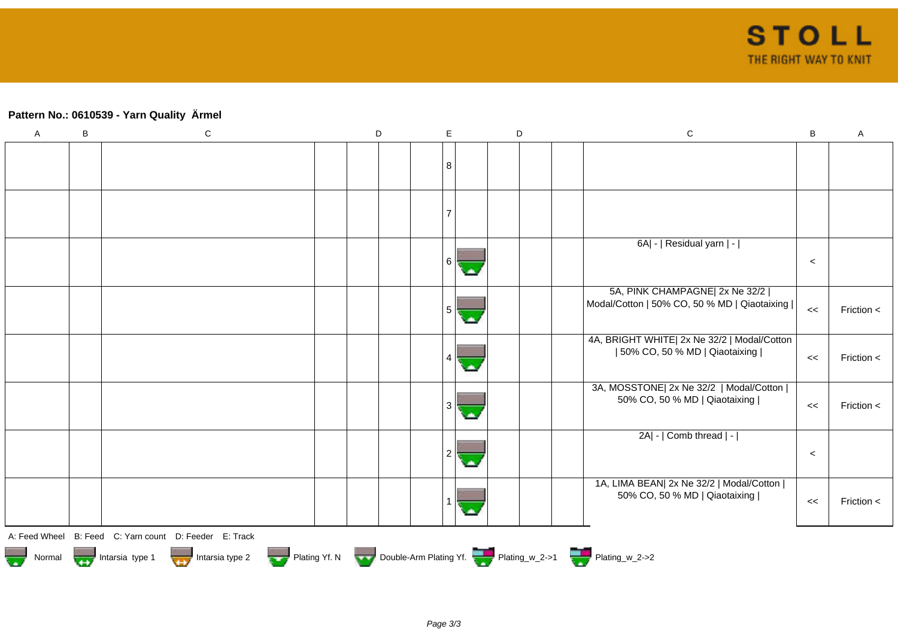**Pattern No.: 0610539 - Yarn Quality  Ärmel**

| A | B | C | D | | | | E | | D | | | C | B | A |
|---|---|---|---|---|---|---|---|---|---|---|---|---|---|---|
| | | | | | | | 8 | | | | | | | |
| | | | | | | | 7 | | | | | | | |
| | | | | | | | 6 | | | | | 6A\| - \| Residual yarn \| - \| | < | |
| | | | | | | | 5 | | | | | 5A, PINK CHAMPAGNE\| 2x Ne 32/2 \| Modal/Cotton \| 50% CO, 50 % MD \| Qiaotaixing \| | << | Friction < |
| | | | | | | | 4 | | | | | 4A, BRIGHT WHITE\| 2x Ne 32/2 \| Modal/Cotton \| 50% CO, 50 % MD \| Qiaotaixing \| | << | Friction < |
| | | | | | | | 3 | | | | | 3A, MOSSTONE\| 2x Ne 32/2 \| Modal/Cotton \| 50% CO, 50 % MD \| Qiaotaixing \| | << | Friction < |
| | | | | | | | 2 | | | | | 2A\| - \| Comb thread \| - \| | < | |
| | | | | | | | 1 | | | | | 1A, LIMA BEAN\| 2x Ne 32/2 \| Modal/Cotton \| 50% CO, 50 % MD \| Qiaotaixing \| | << | Friction < |

A: Feed Wheel  B: Feed  C: Yarn count  D: Feeder  E: Track

Normal  Intarsia type 1  Intarsia type 2  Plating Yf. N  Double-Arm Plating Yf.  Plating_w_2->1  Plating_w_2->2